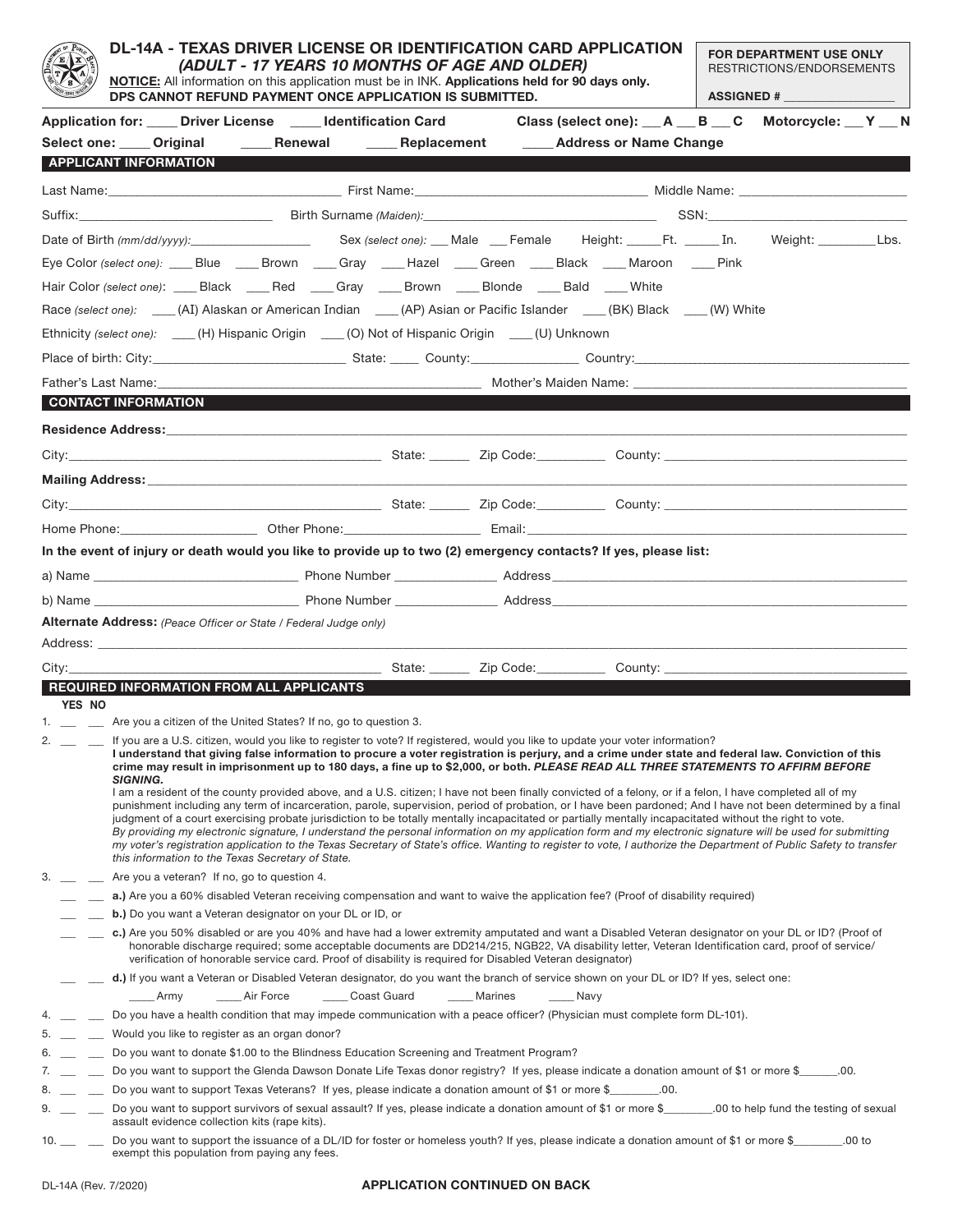# DL-14A - TEXAS DRIVER LICENSE OR IDENTIFICATION CARD APPLICATION

## *(ADULT - 17 YEARS 10 MONTHS OF AGE AND OLDER)*

**NOTICE:** All information on this application must be in INK. **Applications held for 90 days only. DPS CANNOT REFUND PAYMENT ONCE APPLICATION IS SUBMITTED.**

**FOR DEPARTMENT USE ONLY**
RESTRICTIONS/ENDORSEMENTS

**ASSIGNED #** ________________

**Application for:** ____ **Driver License** ____ **Identification Card** **Class (select one):** __ **A** __ **B** __ **C** **Motorcycle:** __ **Y** __ **N**

**Select one:** ____ **Original** ____ **Renewal** ____ **Replacement** ____ **Address or Name Change**

## APPLICANT INFORMATION

Last Name:________________________ First Name:________________________ Middle Name: ________________________

Suffix:____________________ Birth Surname *(Maiden)*:________________________ SSN:________________________

Date of Birth *(mm/dd/yyyy)*:______________ Sex *(select one)*: __ Male __ Female Height: _____Ft. _____In. Weight: ________Lbs.

Eye Color *(select one)*: ___ Blue ___ Brown ___ Gray ___ Hazel ___ Green ___ Black ___ Maroon ___ Pink

Hair Color *(select one)*: ___ Black ___ Red ___ Gray ___ Brown ___ Blonde ___ Bald ___ White

Race *(select one)*: ___ (AI) Alaskan or American Indian ___ (AP) Asian or Pacific Islander ___ (BK) Black ___ (W) White

Ethnicity *(select one)*: ___ (H) Hispanic Origin ___ (O) Not of Hispanic Origin ___ (U) Unknown

Place of birth: City:____________________ State: ____ County:______________ Country:________________________

Father's Last Name:________________________________ Mother's Maiden Name: ________________________________

## CONTACT INFORMATION

**Residence Address:**________________________________________________________________

City:________________________________ State: ______ Zip Code:__________ County: ________________________

**Mailing Address:**________________________________________________________________

City:________________________________ State: ______ Zip Code:__________ County: ________________________

Home Phone:__________________ Other Phone:__________________ Email:________________________________

**In the event of injury or death would you like to provide up to two (2) emergency contacts? If yes, please list:**

a) Name ________________________ Phone Number ______________ Address ________________________________

b) Name ________________________ Phone Number ______________ Address ________________________________

**Alternate Address:** *(Peace Officer or State / Federal Judge only)*

Address: ________________________________________________________________

City:________________________________ State: ______ Zip Code:__________ County: ________________________

## REQUIRED INFORMATION FROM ALL APPLICANTS

**YES NO**

1. __ __ Are you a citizen of the United States? If no, go to question 3.
2. __ __ If you are a U.S. citizen, would you like to register to vote? If registered, would you like to update your voter information?
   **I understand that giving false information to procure a voter registration is perjury, and a crime under state and federal law. Conviction of this crime may result in imprisonment up to 180 days, a fine up to $2,000, or both.** ***PLEASE READ ALL THREE STATEMENTS TO AFFIRM BEFORE SIGNING.***
   I am a resident of the county provided above, and a U.S. citizen; I have not been finally convicted of a felony, or if a felon, I have completed all of my punishment including any term of incarceration, parole, supervision, period of probation, or I have been pardoned; And I have not been determined by a final judgment of a court exercising probate jurisdiction to be totally mentally incapacitated or partially mentally incapacitated without the right to vote.
   *By providing my electronic signature, I understand the personal information on my application form and my electronic signature will be used for submitting my voter's registration application to the Texas Secretary of State's office. Wanting to register to vote, I authorize the Department of Public Safety to transfer this information to the Texas Secretary of State.*
3. __ __ Are you a veteran? If no, go to question 4.
   - __ __ **a.)** Are you a 60% disabled Veteran receiving compensation and want to waive the application fee? (Proof of disability required)
   - __ __ **b.)** Do you want a Veteran designator on your DL or ID, or
   - __ __ **c.)** Are you 50% disabled or are you 40% and have had a lower extremity amputated and want a Disabled Veteran designator on your DL or ID? (Proof of honorable discharge required; some acceptable documents are DD214/215, NGB22, VA disability letter, Veteran Identification card, proof of service/verification of honorable service card. Proof of disability is required for Disabled Veteran designator)
   - __ __ **d.)** If you want a Veteran or Disabled Veteran designator, do you want the branch of service shown on your DL or ID? If yes, select one:
     ____ Army ____ Air Force ____ Coast Guard ____ Marines ____ Navy
4. __ __ Do you have a health condition that may impede communication with a peace officer? (Physician must complete form DL-101).
5. __ __ Would you like to register as an organ donor?
6. __ __ Do you want to donate $1.00 to the Blindness Education Screening and Treatment Program?
7. __ __ Do you want to support the Glenda Dawson Donate Life Texas donor registry? If yes, please indicate a donation amount of $1 or more $______.00.
8. __ __ Do you want to support Texas Veterans? If yes, please indicate a donation amount of $1 or more $________.00.
9. __ __ Do you want to support survivors of sexual assault? If yes, please indicate a donation amount of $1 or more $________.00 to help fund the testing of sexual assault evidence collection kits (rape kits).
10. __ __ Do you want to support the issuance of a DL/ID for foster or homeless youth? If yes, please indicate a donation amount of $1 or more $________.00 to exempt this population from paying any fees.

DL-14A (Rev. 7/2020)

**APPLICATION CONTINUED ON BACK**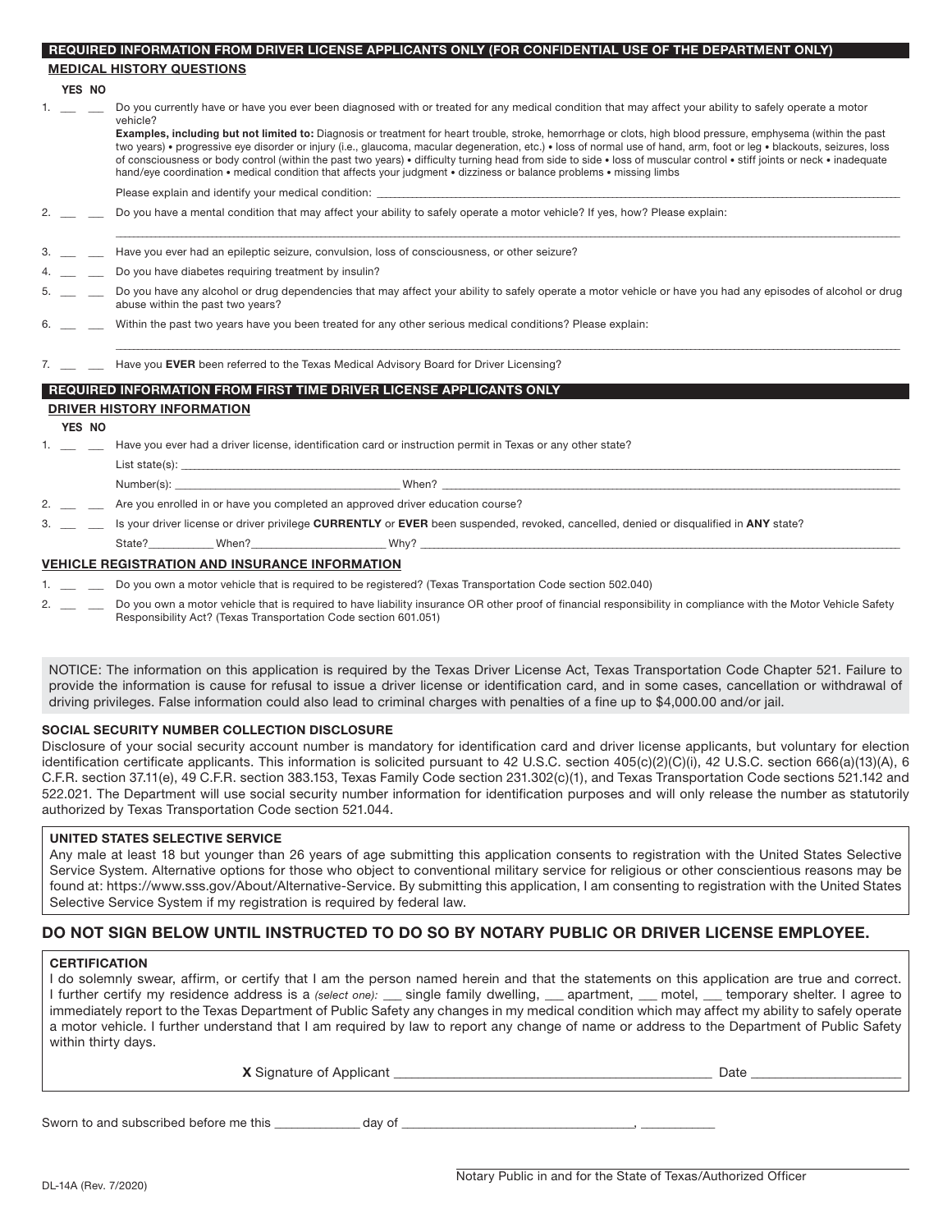## REQUIRED INFORMATION FROM DRIVER LICENSE APPLICANTS ONLY (FOR CONFIDENTIAL USE OF THE DEPARTMENT ONLY)

### MEDICAL HISTORY QUESTIONS

YES NO

1. ___ ___ Do you currently have or have you ever been diagnosed with or treated for any medical condition that may affect your ability to safely operate a motor vehicle?
   **Examples, including but not limited to:** Diagnosis or treatment for heart trouble, stroke, hemorrhage or clots, high blood pressure, emphysema (within the past two years) • progressive eye disorder or injury (i.e., glaucoma, macular degeneration, etc.) • loss of normal use of hand, arm, foot or leg • blackouts, seizures, loss of consciousness or body control (within the past two years) • difficulty turning head from side to side • loss of muscular control • stiff joints or neck • inadequate hand/eye coordination • medical condition that affects your judgment • dizziness or balance problems • missing limbs
   Please explain and identify your medical condition: ____________________
2. ___ ___ Do you have a mental condition that may affect your ability to safely operate a motor vehicle? If yes, how? Please explain:
   ____________________
3. ___ ___ Have you ever had an epileptic seizure, convulsion, loss of consciousness, or other seizure?
4. ___ ___ Do you have diabetes requiring treatment by insulin?
5. ___ ___ Do you have any alcohol or drug dependencies that may affect your ability to safely operate a motor vehicle or have you had any episodes of alcohol or drug abuse within the past two years?
6. ___ ___ Within the past two years have you been treated for any other serious medical conditions? Please explain:
   ____________________
7. ___ ___ Have you **EVER** been referred to the Texas Medical Advisory Board for Driver Licensing?

## REQUIRED INFORMATION FROM FIRST TIME DRIVER LICENSE APPLICANTS ONLY

### DRIVER HISTORY INFORMATION

YES NO

1. ___ ___ Have you ever had a driver license, identification card or instruction permit in Texas or any other state?
   List state(s): ____________________
   Number(s): ____________________ When? ____________________
2. ___ ___ Are you enrolled in or have you completed an approved driver education course?
3. ___ ___ Is your driver license or driver privilege **CURRENTLY** or **EVER** been suspended, revoked, cancelled, denied or disqualified in **ANY** state?
   State?__________ When?____________________ Why? ____________________

### VEHICLE REGISTRATION AND INSURANCE INFORMATION

1. ___ ___ Do you own a motor vehicle that is required to be registered? (Texas Transportation Code section 502.040)
2. ___ ___ Do you own a motor vehicle that is required to have liability insurance OR other proof of financial responsibility in compliance with the Motor Vehicle Safety Responsibility Act? (Texas Transportation Code section 601.051)

NOTICE: The information on this application is required by the Texas Driver License Act, Texas Transportation Code Chapter 521. Failure to provide the information is cause for refusal to issue a driver license or identification card, and in some cases, cancellation or withdrawal of driving privileges. False information could also lead to criminal charges with penalties of a fine up to $4,000.00 and/or jail.

**SOCIAL SECURITY NUMBER COLLECTION DISCLOSURE**

Disclosure of your social security account number is mandatory for identification card and driver license applicants, but voluntary for election identification certificate applicants. This information is solicited pursuant to 42 U.S.C. section 405(c)(2)(C)(i), 42 U.S.C. section 666(a)(13)(A), 6 C.F.R. section 37.11(e), 49 C.F.R. section 383.153, Texas Family Code section 231.302(c)(1), and Texas Transportation Code sections 521.142 and 522.021. The Department will use social security number information for identification purposes and will only release the number as statutorily authorized by Texas Transportation Code section 521.044.

**UNITED STATES SELECTIVE SERVICE**

Any male at least 18 but younger than 26 years of age submitting this application consents to registration with the United States Selective Service System. Alternative options for those who object to conventional military service for religious or other conscientious reasons may be found at: https://www.sss.gov/About/Alternative-Service. By submitting this application, I am consenting to registration with the United States Selective Service System if my registration is required by federal law.

## DO NOT SIGN BELOW UNTIL INSTRUCTED TO DO SO BY NOTARY PUBLIC OR DRIVER LICENSE EMPLOYEE.

**CERTIFICATION**

I do solemnly swear, affirm, or certify that I am the person named herein and that the statements on this application are true and correct. I further certify my residence address is a *(select one):* ___ single family dwelling, ___ apartment, ___ motel, ___ temporary shelter. I agree to immediately report to the Texas Department of Public Safety any changes in my medical condition which may affect my ability to safely operate a motor vehicle. I further understand that I am required by law to report any change of name or address to the Department of Public Safety within thirty days.

**X** Signature of Applicant ____________________ Date ____________________

Sworn to and subscribed before me this ____________ day of ____________________, ___________

____________________
Notary Public in and for the State of Texas/Authorized Officer

DL-14A (Rev. 7/2020)